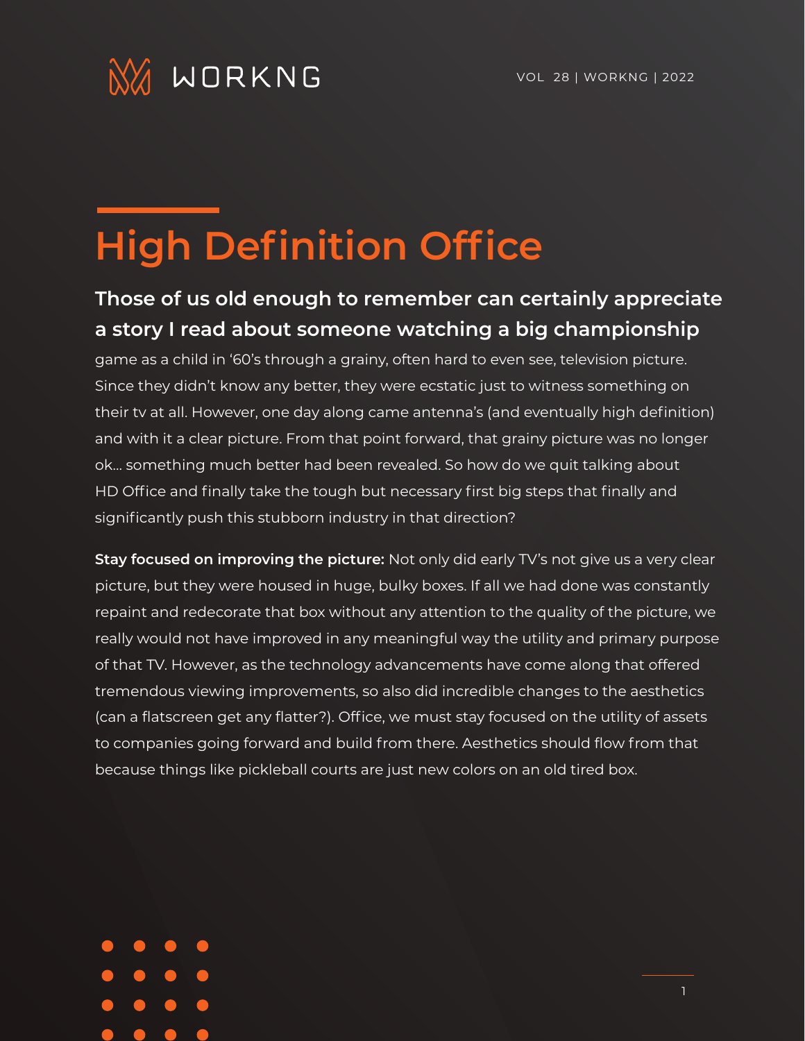# High Definition Office

**Those of us old enough to remember can certainly appreciate a story I read about someone watching a big championship** game as a child in '60's through a grainy, often hard to even see, television picture. Since they didn't know any better, they were ecstatic just to witness something on their tv at all. However, one day along came antenna's (and eventually high definition) and with it a clear picture. From that point forward, that grainy picture was no longer ok… something much better had been revealed. So how do we quit talking about HD Office and finally take the tough but necessary first big steps that finally and significantly push this stubborn industry in that direction?

**Stay focused on improving the picture:** Not only did early TV's not give us a very clear picture, but they were housed in huge, bulky boxes. If all we had done was constantly repaint and redecorate that box without any attention to the quality of the picture, we really would not have improved in any meaningful way the utility and primary purpose of that TV. However, as the technology advancements have come along that offered tremendous viewing improvements, so also did incredible changes to the aesthetics (can a flatscreen get any flatter?). Office, we must stay focused on the utility of assets to companies going forward and build from there. Aesthetics should flow from that because things like pickleball courts are just new colors on an old tired box.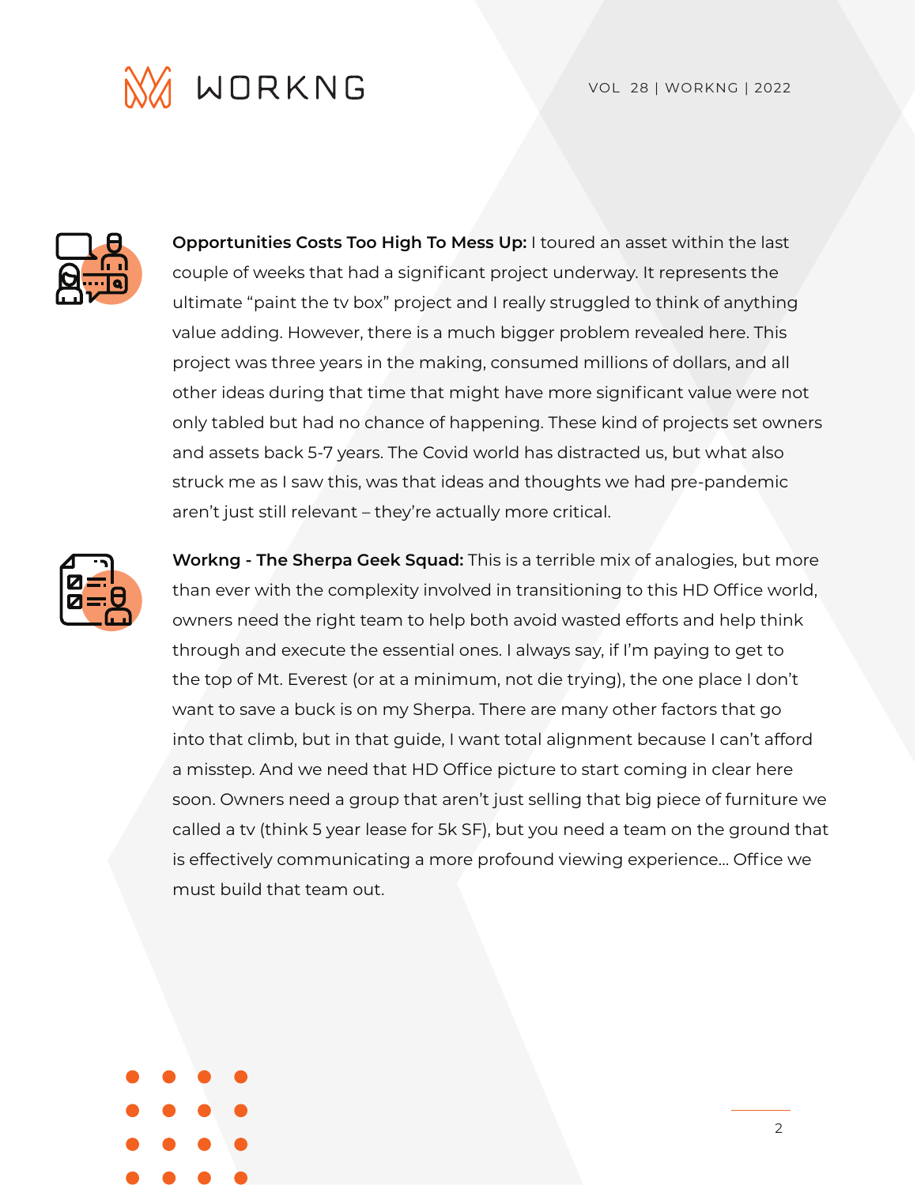**Opportunities Costs Too High To Mess Up:** I toured an asset within the last couple of weeks that had a significant project underway. It represents the ultimate "paint the tv box" project and I really struggled to think of anything value adding. However, there is a much bigger problem revealed here. This project was three years in the making, consumed millions of dollars, and all other ideas during that time that might have more significant value were not only tabled but had no chance of happening. These kind of projects set owners and assets back 5-7 years. The Covid world has distracted us, but what also struck me as I saw this, was that ideas and thoughts we had pre-pandemic aren't just still relevant – they're actually more critical.

**Workng - The Sherpa Geek Squad:** This is a terrible mix of analogies, but more than ever with the complexity involved in transitioning to this HD Office world, owners need the right team to help both avoid wasted efforts and help think through and execute the essential ones. I always say, if I'm paying to get to the top of Mt. Everest (or at a minimum, not die trying), the one place I don't want to save a buck is on my Sherpa. There are many other factors that go into that climb, but in that guide, I want total alignment because I can't afford a misstep. And we need that HD Office picture to start coming in clear here soon. Owners need a group that aren't just selling that big piece of furniture we called a tv (think 5 year lease for 5k SF), but you need a team on the ground that is effectively communicating a more profound viewing experience… Office we must build that team out.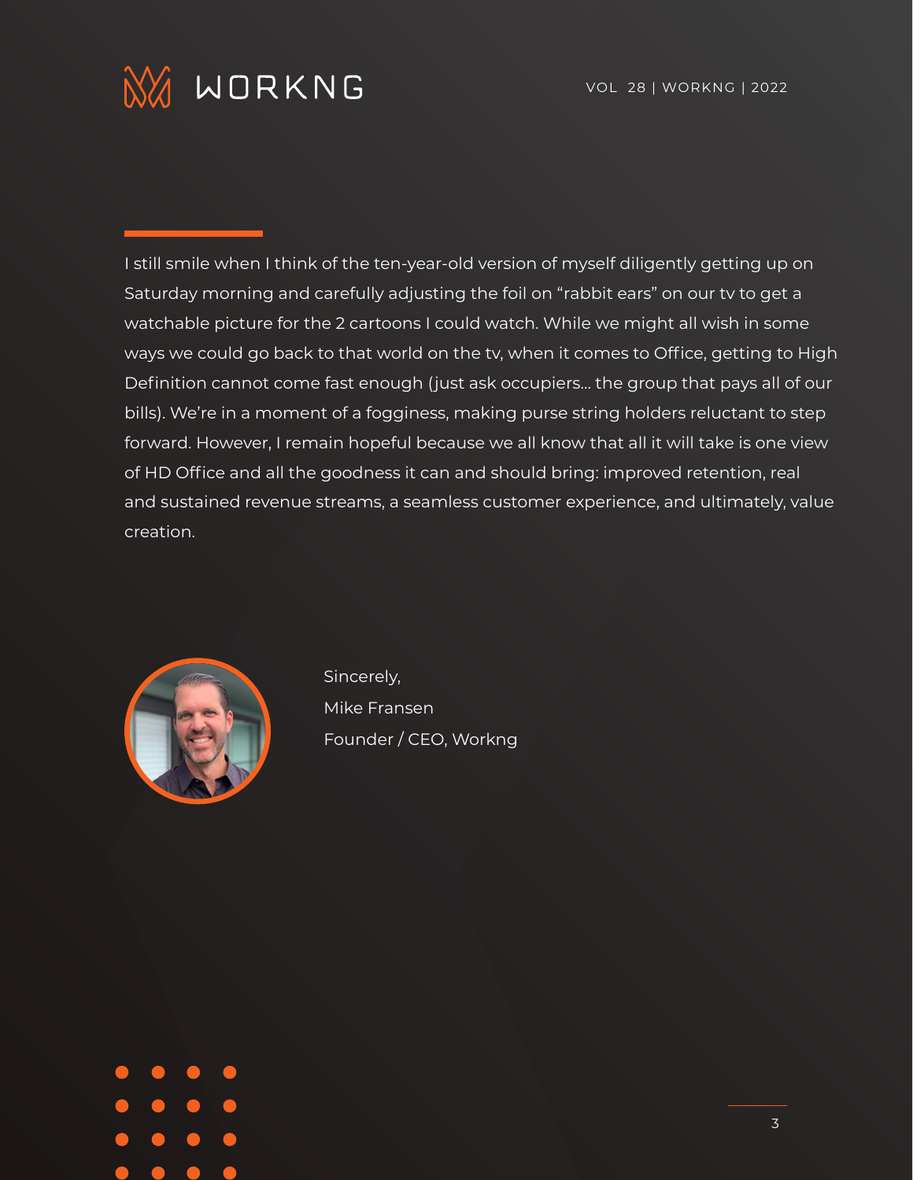I still smile when I think of the ten-year-old version of myself diligently getting up on Saturday morning and carefully adjusting the foil on "rabbit ears" on our tv to get a watchable picture for the 2 cartoons I could watch. While we might all wish in some ways we could go back to that world on the tv, when it comes to Office, getting to High Definition cannot come fast enough (just ask occupiers... the group that pays all of our bills). We're in a moment of a fogginess, making purse string holders reluctant to step forward. However, I remain hopeful because we all know that all it will take is one view of HD Office and all the goodness it can and should bring: improved retention, real and sustained revenue streams, a seamless customer experience, and ultimately, value creation.

Sincerely,
Mike Fransen
Founder / CEO, Workng